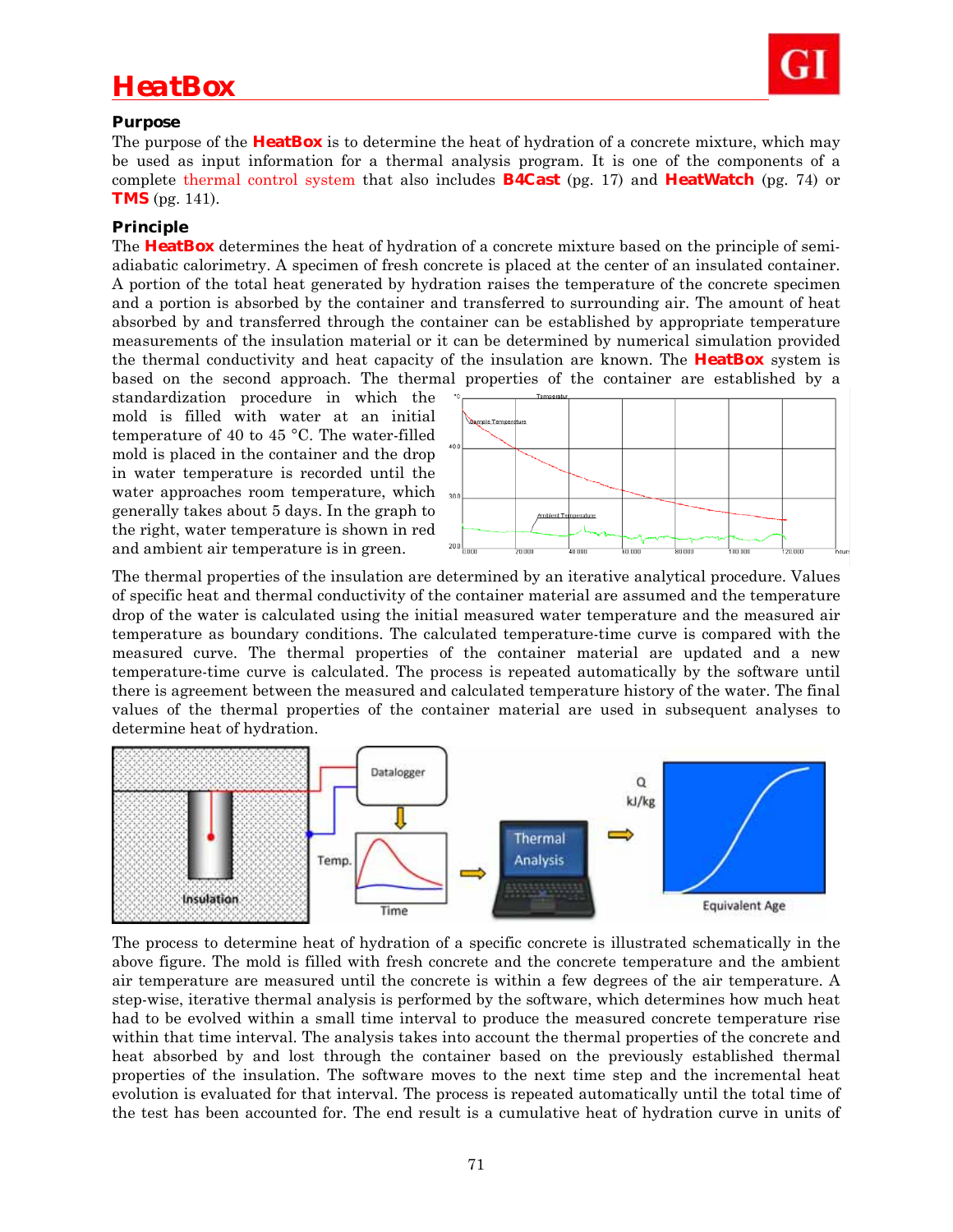# HeatBox

### Purpose

The purpose of the **HeatBox** is to determine the heat of hydration of a concrete mixture, which may be used as input information for a thermal analysis program. It is one of the components of a complete thermal control system that also includes **B4Cast** (pg. 17) and **HeatWatch** (pg. 74) or **TMS** (pg. 141).

### Principle

The **HeatBox** determines the heat of hydration of a concrete mixture based on the principle of semi-adiabatic calorimetry. A specimen of fresh concrete is placed at the center of an insulated container. A portion of the total heat generated by hydration raises the temperature of the concrete specimen and a portion is absorbed by the container and transferred to surrounding air. The amount of heat absorbed by and transferred through the container can be established by appropriate temperature measurements of the insulation material or it can be determined by numerical simulation provided the thermal conductivity and heat capacity of the insulation are known. The **HeatBox** system is based on the second approach. The thermal properties of the container are established by a standardization procedure in which the mold is filled with water at an initial temperature of 40 to 45 °C. The water-filled mold is placed in the container and the drop in water temperature is recorded until the water approaches room temperature, which generally takes about 5 days. In the graph to the right, water temperature is shown in red and ambient air temperature is in green.

The thermal properties of the insulation are determined by an iterative analytical procedure. Values of specific heat and thermal conductivity of the container material are assumed and the temperature drop of the water is calculated using the initial measured water temperature and the measured air temperature as boundary conditions. The calculated temperature-time curve is compared with the measured curve. The thermal properties of the container material are updated and a new temperature-time curve is calculated. The process is repeated automatically by the software until there is agreement between the measured and calculated temperature history of the water. The final values of the thermal properties of the container material are used in subsequent analyses to determine heat of hydration.

The process to determine heat of hydration of a specific concrete is illustrated schematically in the above figure. The mold is filled with fresh concrete and the concrete temperature and the ambient air temperature are measured until the concrete is within a few degrees of the air temperature. A step-wise, iterative thermal analysis is performed by the software, which determines how much heat had to be evolved within a small time interval to produce the measured concrete temperature rise within that time interval. The analysis takes into account the thermal properties of the concrete and heat absorbed by and lost through the container based on the previously established thermal properties of the insulation. The software moves to the next time step and the incremental heat evolution is evaluated for that interval. The process is repeated automatically until the total time of the test has been accounted for. The end result is a cumulative heat of hydration curve in units of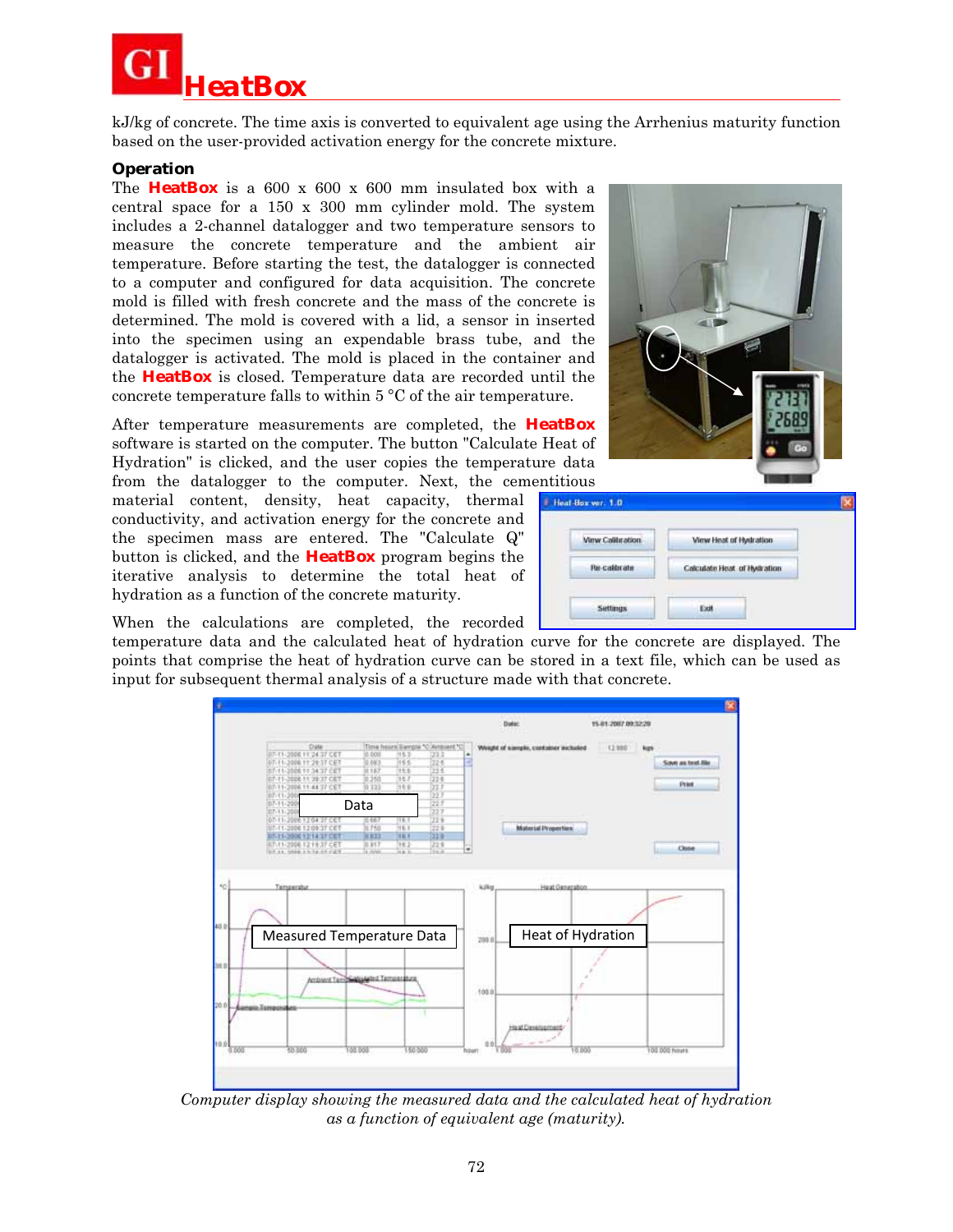kJ/kg of concrete. The time axis is converted to equivalent age using the Arrhenius maturity function based on the user-provided activation energy for the concrete mixture.

### Operation

The **HeatBox** is a 600 x 600 x 600 mm insulated box with a central space for a 150 x 300 mm cylinder mold. The system includes a 2-channel datalogger and two temperature sensors to measure the concrete temperature and the ambient air temperature. Before starting the test, the datalogger is connected to a computer and configured for data acquisition. The concrete mold is filled with fresh concrete and the mass of the concrete is determined. The mold is covered with a lid, a sensor in inserted into the specimen using an expendable brass tube, and the datalogger is activated. The mold is placed in the container and the **HeatBox** is closed. Temperature data are recorded until the concrete temperature falls to within 5 °C of the air temperature.

After temperature measurements are completed, the **HeatBox** software is started on the computer. The button "Calculate Heat of Hydration" is clicked, and the user copies the temperature data from the datalogger to the computer. Next, the cementitious material content, density, heat capacity, thermal conductivity, and activation energy for the concrete and the specimen mass are entered. The "Calculate Q" button is clicked, and the **HeatBox** program begins the iterative analysis to determine the total heat of hydration as a function of the concrete maturity.

When the calculations are completed, the recorded temperature data and the calculated heat of hydration curve for the concrete are displayed. The points that comprise the heat of hydration curve can be stored in a text file, which can be used as input for subsequent thermal analysis of a structure made with that concrete.

*Computer display showing the measured data and the calculated heat of hydration as a function of equivalent age (maturity).*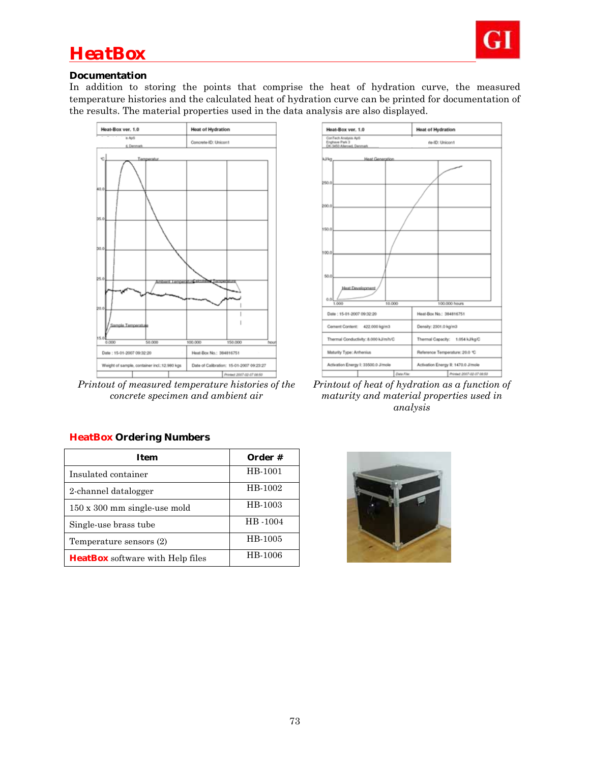# HeatBox

## Documentation

In addition to storing the points that comprise the heat of hydration curve, the measured temperature histories and the calculated heat of hydration curve can be printed for documentation of the results. The material properties used in the data analysis are also displayed.

Heat-Box ver. 1.0
Heat of Hydration
Concrete-ID: Unicon1
°C
Temperatur
40.0
35.0
30.0
25.0
20.0
15.0
Ambient Temperature
Calculated Temperature
Sample Temperature
0.000
50.000
100.000
150.000
hour
Date : 15-01-2007 09:32:20
Heat-Box No.: 384816751
Weight of sample, container incl.:12.980 kgs
Date of Calibration: 15-01-2007 09:23:27
Printed 2007-02-07 08:50

*Printout of measured temperature histories of the concrete specimen and ambient air*

Heat-Box ver. 1.0
Heat of Hydration
ConTech Analysis ApS
Enghave Park 3
DK-3450 Allerød, Denmark
rete-ID: Unicon1
kJ/kg
Heat Generation
250.0
200.0
150.0
100.0
50.0
0.0
Heat Development
1.000
10.000
100.000 hours
Date : 15-01-2007 09:32:20
Heat-Box No.: 384816751
Cement Content: 422.000 kg/m3
Density: 2301.0 kg/m3
Thermal Conductivity: 8.000 kJ/m/h/C
Thermal Capacity: 1.054 kJ/kg/C
Maturity Type: Arrhenius
Reference Temperature: 20.0 °C
Activation Energy I: 33500.0 J/mole
Activation Energy II: 1470.0 J/mole
Data File:
Printed 2007-02-07 08:50

*Printout of heat of hydration as a function of maturity and material properties used in analysis*

## HeatBox Ordering Numbers

| Item | Order # |
|---|---|
| Insulated container | HB-1001 |
| 2-channel datalogger | HB-1002 |
| 150 x 300 mm single-use mold | HB-1003 |
| Single-use brass tube | HB -1004 |
| Temperature sensors (2) | HB-1005 |
| **HeatBox** software with Help files | HB-1006 |